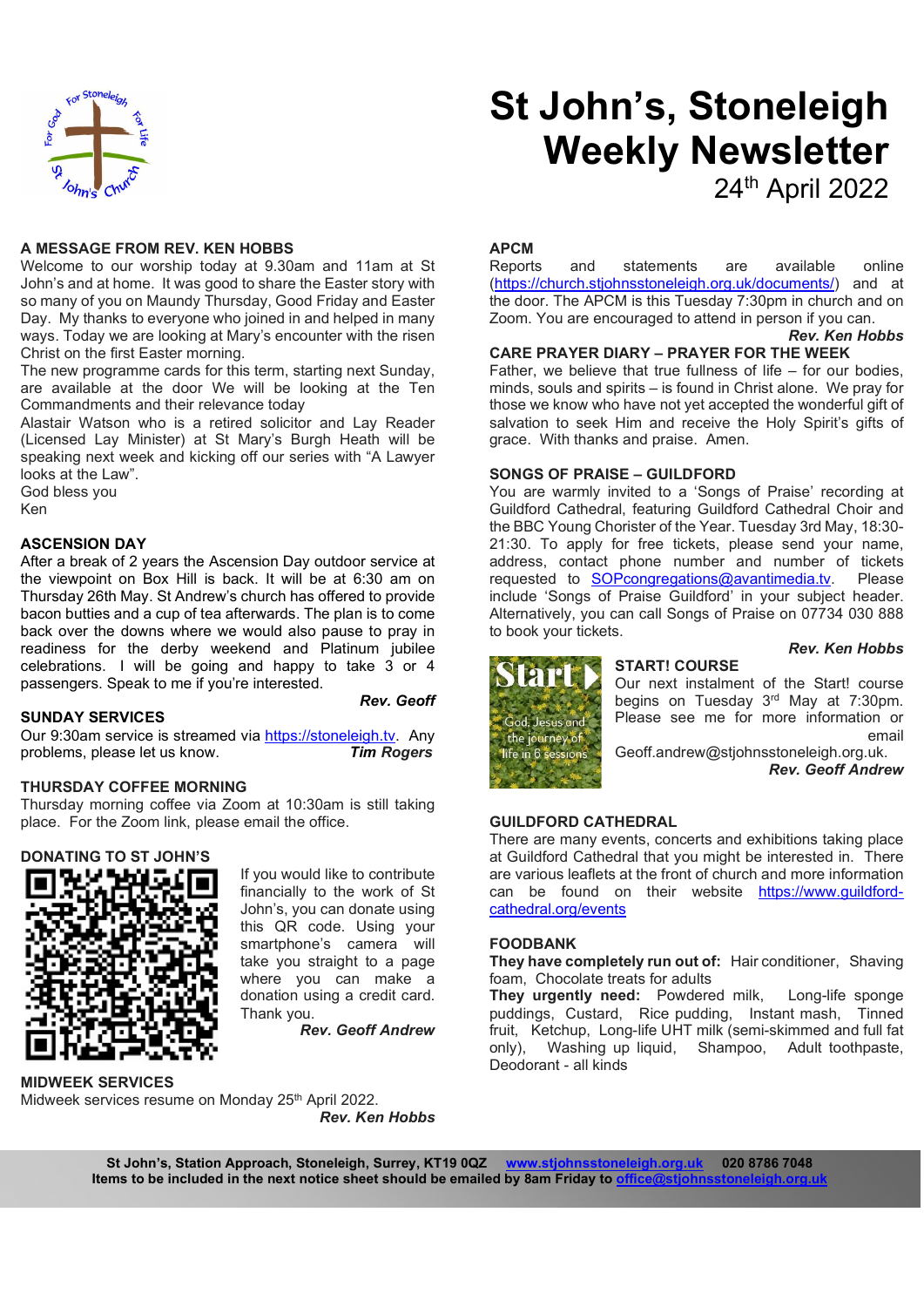# St John's, Stoneleigh Weekly Newsletter

24th April 2022

## A MESSAGE FROM REV. KEN HOBBS

Welcome to our worship today at 9.30am and 11am at St John's and at home. It was good to share the Easter story with so many of you on Maundy Thursday, Good Friday and Easter Day. My thanks to everyone who joined in and helped in many ways. Today we are looking at Mary's encounter with the risen Christ on the first Easter morning.

The new programme cards for this term, starting next Sunday, are available at the door We will be looking at the Ten Commandments and their relevance today

Alastair Watson who is a retired solicitor and Lay Reader (Licensed Lay Minister) at St Mary's Burgh Heath will be speaking next week and kicking off our series with "A Lawyer looks at the Law".

God bless you

Ken

## ASCENSION DAY

After a break of 2 years the Ascension Day outdoor service at the viewpoint on Box Hill is back. It will be at 6:30 am on Thursday 26th May. St Andrew's church has offered to provide bacon butties and a cup of tea afterwards. The plan is to come back over the downs where we would also pause to pray in readiness for the derby weekend and Platinum jubilee celebrations. I will be going and happy to take 3 or 4 passengers. Speak to me if you're interested.

***Rev. Geoff***

## SUNDAY SERVICES

Our 9:30am service is streamed via https://stoneleigh.tv. Any problems, please let us know.

***Tim Rogers***

## THURSDAY COFFEE MORNING

Thursday morning coffee via Zoom at 10:30am is still taking place. For the Zoom link, please email the office.

## DONATING TO ST JOHN'S

If you would like to contribute financially to the work of St John's, you can donate using this QR code. Using your smartphone's camera will take you straight to a page where you can make a donation using a credit card. Thank you.

***Rev. Geoff Andrew***

## MIDWEEK SERVICES

Midweek services resume on Monday 25th April 2022.

***Rev. Ken Hobbs***

## APCM

Reports and statements are available online (https://church.stjohnsstoneleigh.org.uk/documents/) and at the door. The APCM is this Tuesday 7:30pm in church and on Zoom. You are encouraged to attend in person if you can.

***Rev. Ken Hobbs***

## CARE PRAYER DIARY – PRAYER FOR THE WEEK

Father, we believe that true fullness of life – for our bodies, minds, souls and spirits – is found in Christ alone. We pray for those we know who have not yet accepted the wonderful gift of salvation to seek Him and receive the Holy Spirit's gifts of grace. With thanks and praise. Amen.

## SONGS OF PRAISE – GUILDFORD

You are warmly invited to a 'Songs of Praise' recording at Guildford Cathedral, featuring Guildford Cathedral Choir and the BBC Young Chorister of the Year. Tuesday 3rd May, 18:30-21:30. To apply for free tickets, please send your name, address, contact phone number and number of tickets requested to SOPcongregations@avantimedia.tv. Please include 'Songs of Praise Guildford' in your subject header. Alternatively, you can call Songs of Praise on 07734 030 888 to book your tickets.

***Rev. Ken Hobbs***

## START! COURSE

Start! God, Jesus and the journey of life in 6 sessions

Our next instalment of the Start! course begins on Tuesday 3rd May at 7:30pm. Please see me for more information or email Geoff.andrew@stjohnsstoneleigh.org.uk.

***Rev. Geoff Andrew***

## GUILDFORD CATHEDRAL

There are many events, concerts and exhibitions taking place at Guildford Cathedral that you might be interested in. There are various leaflets at the front of church and more information can be found on their website https://www.guildford-cathedral.org/events

## FOODBANK

**They have completely run out of:** Hair conditioner, Shaving foam, Chocolate treats for adults

**They urgently need:** Powdered milk, Long-life sponge puddings, Custard, Rice pudding, Instant mash, Tinned fruit, Ketchup, Long-life UHT milk (semi-skimmed and full fat only), Washing up liquid, Shampoo, Adult toothpaste, Deodorant - all kinds

**St John's, Station Approach, Stoneleigh, Surrey, KT19 0QZ www.stjohnsstoneleigh.org.uk 020 8786 7048**
**Items to be included in the next notice sheet should be emailed by 8am Friday to office@stjohnsstoneleigh.org.uk**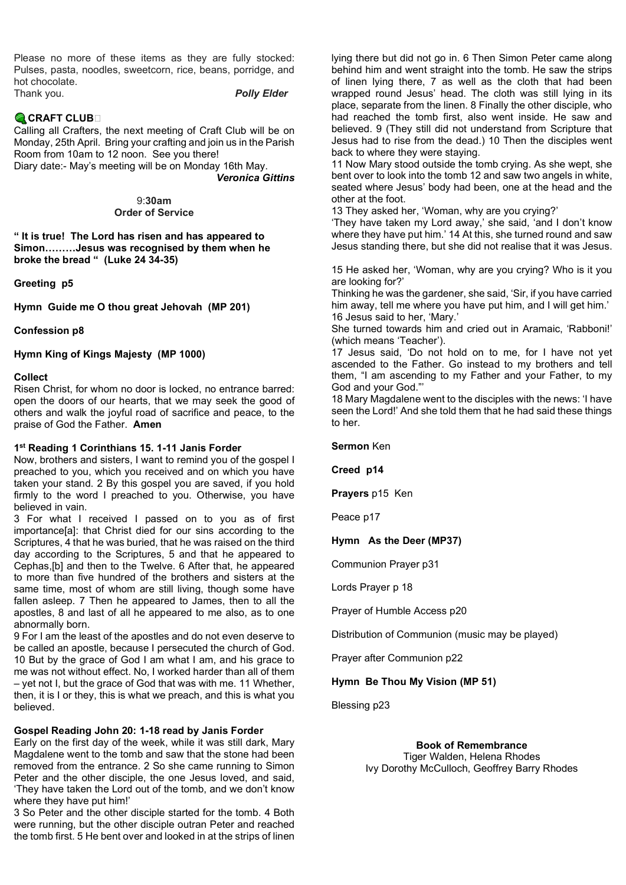Please no more of these items as they are fully stocked: Pulses, pasta, noodles, sweetcorn, rice, beans, porridge, and hot chocolate.

Thank you. ***Polly Elder***

### CRAFT CLUB

Calling all Crafters, the next meeting of Craft Club will be on Monday, 25th April. Bring your crafting and join us in the Parish Room from 10am to 12 noon. See you there!

Diary date:- May's meeting will be on Monday 16th May.

***Veronica Gittins***

## 9:30am
## Order of Service

**" It is true! The Lord has risen and has appeared to Simon………Jesus was recognised by them when he broke the bread " (Luke 24 34-35)**

**Greeting p5**

**Hymn Guide me O thou great Jehovah (MP 201)**

**Confession p8**

**Hymn King of Kings Majesty (MP 1000)**

**Collect**

Risen Christ, for whom no door is locked, no entrance barred: open the doors of our hearts, that we may seek the good of others and walk the joyful road of sacrifice and peace, to the praise of God the Father. **Amen**

**1st Reading 1 Corinthians 15. 1-11 Janis Forder**

Now, brothers and sisters, I want to remind you of the gospel I preached to you, which you received and on which you have taken your stand. 2 By this gospel you are saved, if you hold firmly to the word I preached to you. Otherwise, you have believed in vain.

3 For what I received I passed on to you as of first importance[a]: that Christ died for our sins according to the Scriptures, 4 that he was buried, that he was raised on the third day according to the Scriptures, 5 and that he appeared to Cephas,[b] and then to the Twelve. 6 After that, he appeared to more than five hundred of the brothers and sisters at the same time, most of whom are still living, though some have fallen asleep. 7 Then he appeared to James, then to all the apostles, 8 and last of all he appeared to me also, as to one abnormally born.

9 For I am the least of the apostles and do not even deserve to be called an apostle, because I persecuted the church of God. 10 But by the grace of God I am what I am, and his grace to me was not without effect. No, I worked harder than all of them – yet not I, but the grace of God that was with me. 11 Whether, then, it is I or they, this is what we preach, and this is what you believed.

**Gospel Reading John 20: 1-18 read by Janis Forder**

Early on the first day of the week, while it was still dark, Mary Magdalene went to the tomb and saw that the stone had been removed from the entrance. 2 So she came running to Simon Peter and the other disciple, the one Jesus loved, and said, 'They have taken the Lord out of the tomb, and we don't know where they have put him!'

3 So Peter and the other disciple started for the tomb. 4 Both were running, but the other disciple outran Peter and reached the tomb first. 5 He bent over and looked in at the strips of linen lying there but did not go in. 6 Then Simon Peter came along behind him and went straight into the tomb. He saw the strips of linen lying there, 7 as well as the cloth that had been wrapped round Jesus' head. The cloth was still lying in its place, separate from the linen. 8 Finally the other disciple, who had reached the tomb first, also went inside. He saw and believed. 9 (They still did not understand from Scripture that Jesus had to rise from the dead.) 10 Then the disciples went back to where they were staying.

11 Now Mary stood outside the tomb crying. As she wept, she bent over to look into the tomb 12 and saw two angels in white, seated where Jesus' body had been, one at the head and the other at the foot.

13 They asked her, 'Woman, why are you crying?'

'They have taken my Lord away,' she said, 'and I don't know where they have put him.' 14 At this, she turned round and saw Jesus standing there, but she did not realise that it was Jesus.

15 He asked her, 'Woman, why are you crying? Who is it you are looking for?'

Thinking he was the gardener, she said, 'Sir, if you have carried him away, tell me where you have put him, and I will get him.' 16 Jesus said to her, 'Mary.'

She turned towards him and cried out in Aramaic, 'Rabboni!' (which means 'Teacher').

17 Jesus said, 'Do not hold on to me, for I have not yet ascended to the Father. Go instead to my brothers and tell them, "I am ascending to my Father and your Father, to my God and your God."'

18 Mary Magdalene went to the disciples with the news: 'I have seen the Lord!' And she told them that he had said these things to her.

**Sermon** Ken

**Creed p14**

**Prayers** p15 Ken

Peace p17

**Hymn As the Deer (MP37)**

Communion Prayer p31

Lords Prayer p 18

Prayer of Humble Access p20

Distribution of Communion (music may be played)

Prayer after Communion p22

**Hymn Be Thou My Vision (MP 51)**

Blessing p23

**Book of Remembrance**

Tiger Walden, Helena Rhodes
Ivy Dorothy McCulloch, Geoffrey Barry Rhodes